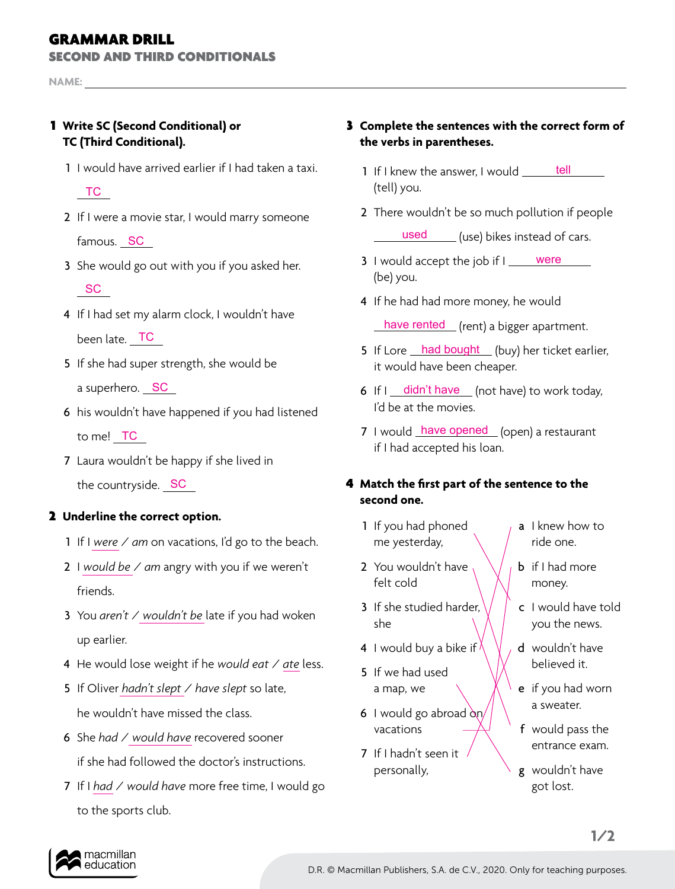# GRAMMAR DRILL
## SECOND AND THIRD CONDITIONALS

NAME: ____________________

**1 Write SC (Second Conditional) or TC (Third Conditional).**

1 I would have arrived earlier if I had taken a taxi. TC
2 If I were a movie star, I would marry someone famous. SC
3 She would go out with you if you asked her. SC
4 If I had set my alarm clock, I wouldn't have been late. TC
5 If she had super strength, she would be a superhero. SC
6 his wouldn't have happened if you had listened to me! TC
7 Laura wouldn't be happy if she lived in the countryside. SC

**2 Underline the correct option.**

1 If I *were* / *am* on vacations, I'd go to the beach.
2 I *would be* / *am* angry with you if we weren't friends.
3 You *aren't* / *wouldn't be* late if you had woken up earlier.
4 He would lose weight if he *would eat* / *ate* less.
5 If Oliver *hadn't slept* / *have slept* so late, he wouldn't have missed the class.
6 She *had* / *would have* recovered sooner if she had followed the doctor's instructions.
7 If I *had* / *would have* more free time, I would go to the sports club.

**3 Complete the sentences with the correct form of the verbs in parentheses.**

1 If I knew the answer, I would ___tell___ (tell) you.
2 There wouldn't be so much pollution if people ___used___ (use) bikes instead of cars.
3 I would accept the job if I ___were___ (be) you.
4 If he had had more money, he would ___have rented___ (rent) a bigger apartment.
5 If Lore ___had bought___ (buy) her ticket earlier, it would have been cheaper.
6 If I ___didn't have___ (not have) to work today, I'd be at the movies.
7 I would ___have opened___ (open) a restaurant if I had accepted his loan.

**4 Match the first part of the sentence to the second one.**

1 If you had phoned me yesterday,
2 You wouldn't have felt cold
3 If she studied harder, she
4 I would buy a bike if
5 If we had used a map, we
6 I would go abroad on vacations
7 If I hadn't seen it personally,

a I knew how to ride one.
b if I had more money.
c I would have told you the news.
d wouldn't have believed it.
e if you had worn a sweater.
f would pass the entrance exam.
g wouldn't have got lost.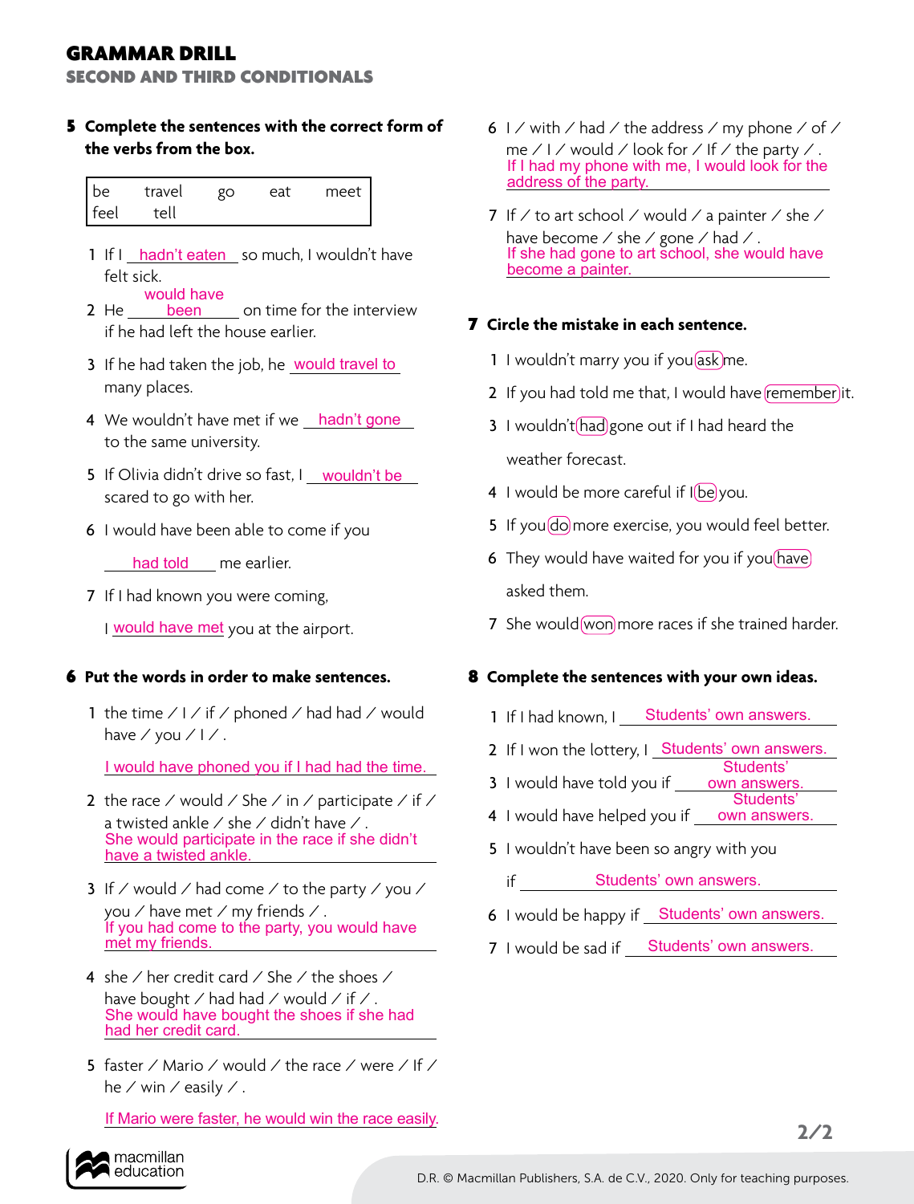## GRAMMAR DRILL

### SECOND AND THIRD CONDITIONALS

**5 Complete the sentences with the correct form of the verbs from the box.**

| | | | | |
|---|---|---|---|---|
| be | travel | go | eat | meet |
| feel | tell | | | |

1 If I hadn't eaten so much, I wouldn't have felt sick.

2 He would have been on time for the interview if he had left the house earlier.

3 If he had taken the job, he would travel to many places.

4 We wouldn't have met if we hadn't gone to the same university.

5 If Olivia didn't drive so fast, I wouldn't be scared to go with her.

6 I would have been able to come if you had told me earlier.

7 If I had known you were coming, I would have met you at the airport.

**6 Put the words in order to make sentences.**

1 the time / I / if / phoned / had had / would have / you / I / .

I would have phoned you if I had had the time.

2 the race / would / She / in / participate / if / a twisted ankle / she / didn't have / .

She would participate in the race if she didn't have a twisted ankle.

3 If / would / had come / to the party / you / you / have met / my friends / .

If you had come to the party, you would have met my friends.

4 she / her credit card / She / the shoes / have bought / had had / would / if / .

She would have bought the shoes if she had had her credit card.

5 faster / Mario / would / the race / were / If / he / win / easily / .

If Mario were faster, he would win the race easily.

6 I / with / had / the address / my phone / of / me / I / would / look for / If / the party / .

If I had my phone with me, I would look for the address of the party.

7 If / to art school / would / a painter / she / have become / she / gone / had / .

If she had gone to art school, she would have become a painter.

**7 Circle the mistake in each sentence.**

1 I wouldn't marry you if you (ask) me.

2 If you had told me that, I would have (remember) it.

3 I wouldn't (had) gone out if I had heard the weather forecast.

4 I would be more careful if I (be) you.

5 If you (do) more exercise, you would feel better.

6 They would have waited for you if you (have) asked them.

7 She would (won) more races if she trained harder.

**8 Complete the sentences with your own ideas.**

1 If I had known, I Students' own answers.

2 If I won the lottery, I Students' own answers.

3 I would have told you if Students' own answers.

4 I would have helped you if Students' own answers.

5 I wouldn't have been so angry with you if Students' own answers.

6 I would be happy if Students' own answers.

7 I would be sad if Students' own answers.

macmillan education

D.R. © Macmillan Publishers, S.A. de C.V., 2020. Only for teaching purposes.